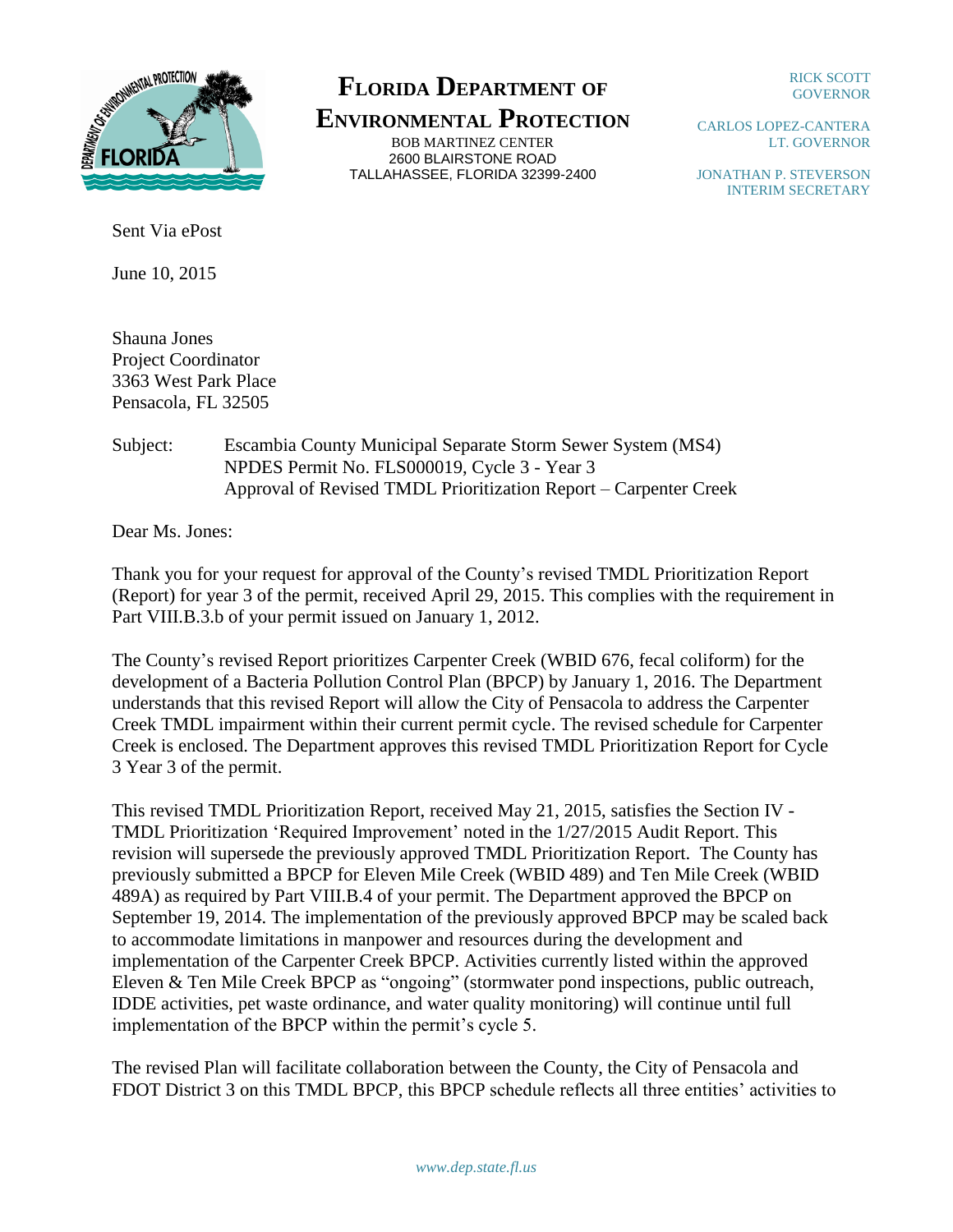# Florida Department of Environmental Protection

BOB MARTINEZ CENTER
2600 BLAIRSTONE ROAD
TALLAHASSEE, FLORIDA 32399-2400

RICK SCOTT
GOVERNOR

CARLOS LOPEZ-CANTERA
LT. GOVERNOR

JONATHAN P. STEVERSON
INTERIM SECRETARY

Sent Via ePost

June 10, 2015

Shauna Jones
Project Coordinator
3363 West Park Place
Pensacola, FL 32505

Subject: Escambia County Municipal Separate Storm Sewer System (MS4)
NPDES Permit No. FLS000019, Cycle 3 - Year 3
Approval of Revised TMDL Prioritization Report – Carpenter Creek

Dear Ms. Jones:

Thank you for your request for approval of the County's revised TMDL Prioritization Report (Report) for year 3 of the permit, received April 29, 2015. This complies with the requirement in Part VIII.B.3.b of your permit issued on January 1, 2012.

The County's revised Report prioritizes Carpenter Creek (WBID 676, fecal coliform) for the development of a Bacteria Pollution Control Plan (BPCP) by January 1, 2016. The Department understands that this revised Report will allow the City of Pensacola to address the Carpenter Creek TMDL impairment within their current permit cycle. The revised schedule for Carpenter Creek is enclosed. The Department approves this revised TMDL Prioritization Report for Cycle 3 Year 3 of the permit.

This revised TMDL Prioritization Report, received May 21, 2015, satisfies the Section IV - TMDL Prioritization 'Required Improvement' noted in the 1/27/2015 Audit Report. This revision will supersede the previously approved TMDL Prioritization Report. The County has previously submitted a BPCP for Eleven Mile Creek (WBID 489) and Ten Mile Creek (WBID 489A) as required by Part VIII.B.4 of your permit. The Department approved the BPCP on September 19, 2014. The implementation of the previously approved BPCP may be scaled back to accommodate limitations in manpower and resources during the development and implementation of the Carpenter Creek BPCP. Activities currently listed within the approved Eleven & Ten Mile Creek BPCP as "ongoing" (stormwater pond inspections, public outreach, IDDE activities, pet waste ordinance, and water quality monitoring) will continue until full implementation of the BPCP within the permit's cycle 5.

The revised Plan will facilitate collaboration between the County, the City of Pensacola and FDOT District 3 on this TMDL BPCP, this BPCP schedule reflects all three entities' activities to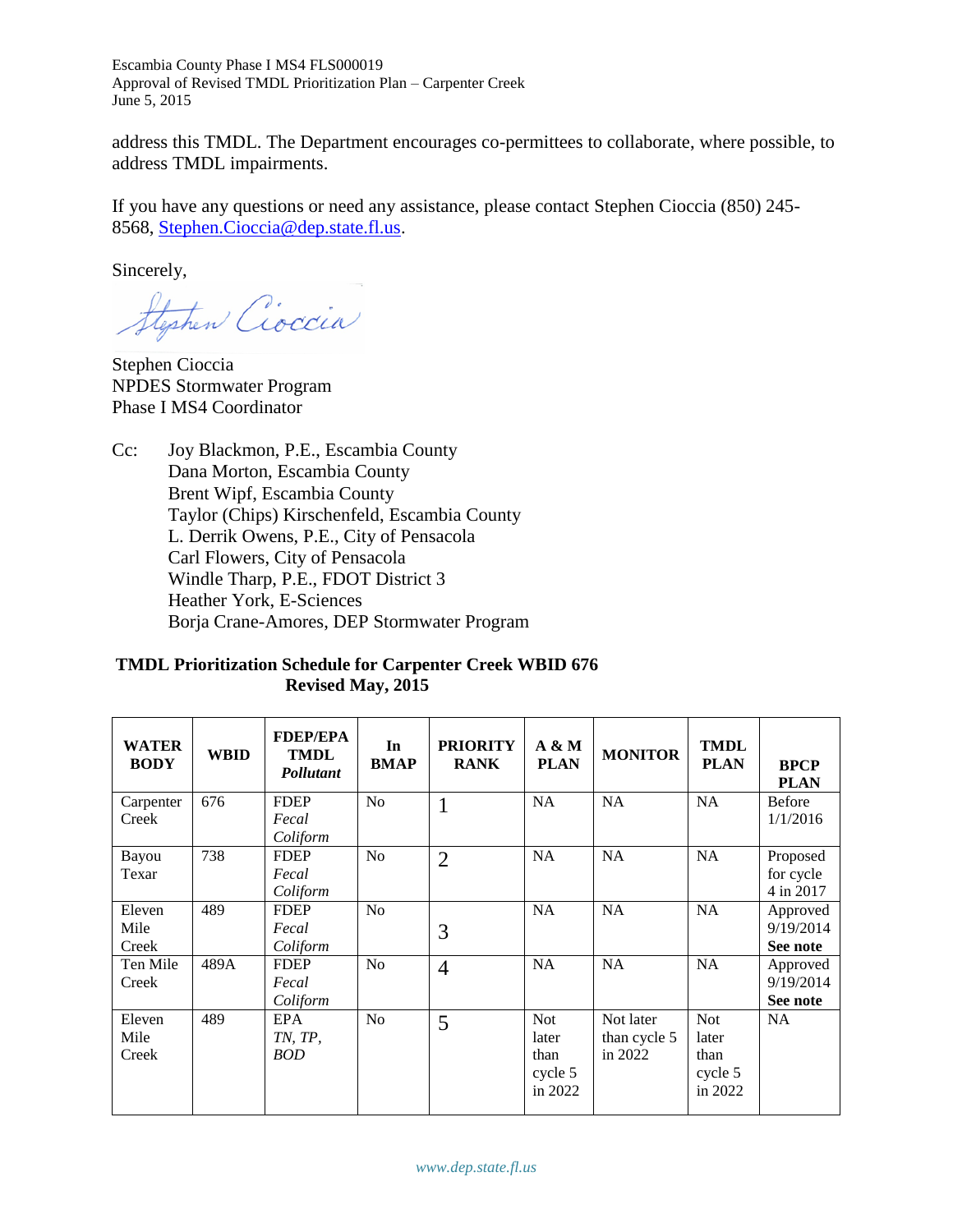address this TMDL. The Department encourages co-permittees to collaborate, where possible, to address TMDL impairments.

If you have any questions or need any assistance, please contact Stephen Cioccia (850) 245-8568, Stephen.Cioccia@dep.state.fl.us.

Sincerely,

Stephen Cioccia
NPDES Stormwater Program
Phase I MS4 Coordinator

Cc: Joy Blackmon, P.E., Escambia County
Dana Morton, Escambia County
Brent Wipf, Escambia County
Taylor (Chips) Kirschenfeld, Escambia County
L. Derrik Owens, P.E., City of Pensacola
Carl Flowers, City of Pensacola
Windle Tharp, P.E., FDOT District 3
Heather York, E-Sciences
Borja Crane-Amores, DEP Stormwater Program

**TMDL Prioritization Schedule for Carpenter Creek WBID 676**
**Revised May, 2015**

| WATER BODY | WBID | FDEP/EPA TMDL *Pollutant* | In BMAP | PRIORITY RANK | A & M PLAN | MONITOR | TMDL PLAN | BPCP PLAN |
|---|---|---|---|---|---|---|---|---|
| Carpenter Creek | 676 | FDEP *Fecal Coliform* | No | 1 | NA | NA | NA | Before 1/1/2016 |
| Bayou Texar | 738 | FDEP *Fecal Coliform* | No | 2 | NA | NA | NA | Proposed for cycle 4 in 2017 |
| Eleven Mile Creek | 489 | FDEP *Fecal Coliform* | No | 3 | NA | NA | NA | Approved 9/19/2014 **See note** |
| Ten Mile Creek | 489A | FDEP *Fecal Coliform* | No | 4 | NA | NA | NA | Approved 9/19/2014 **See note** |
| Eleven Mile Creek | 489 | EPA *TN, TP, BOD* | No | 5 | Not later than cycle 5 in 2022 | Not later than cycle 5 in 2022 | Not later than cycle 5 in 2022 | NA |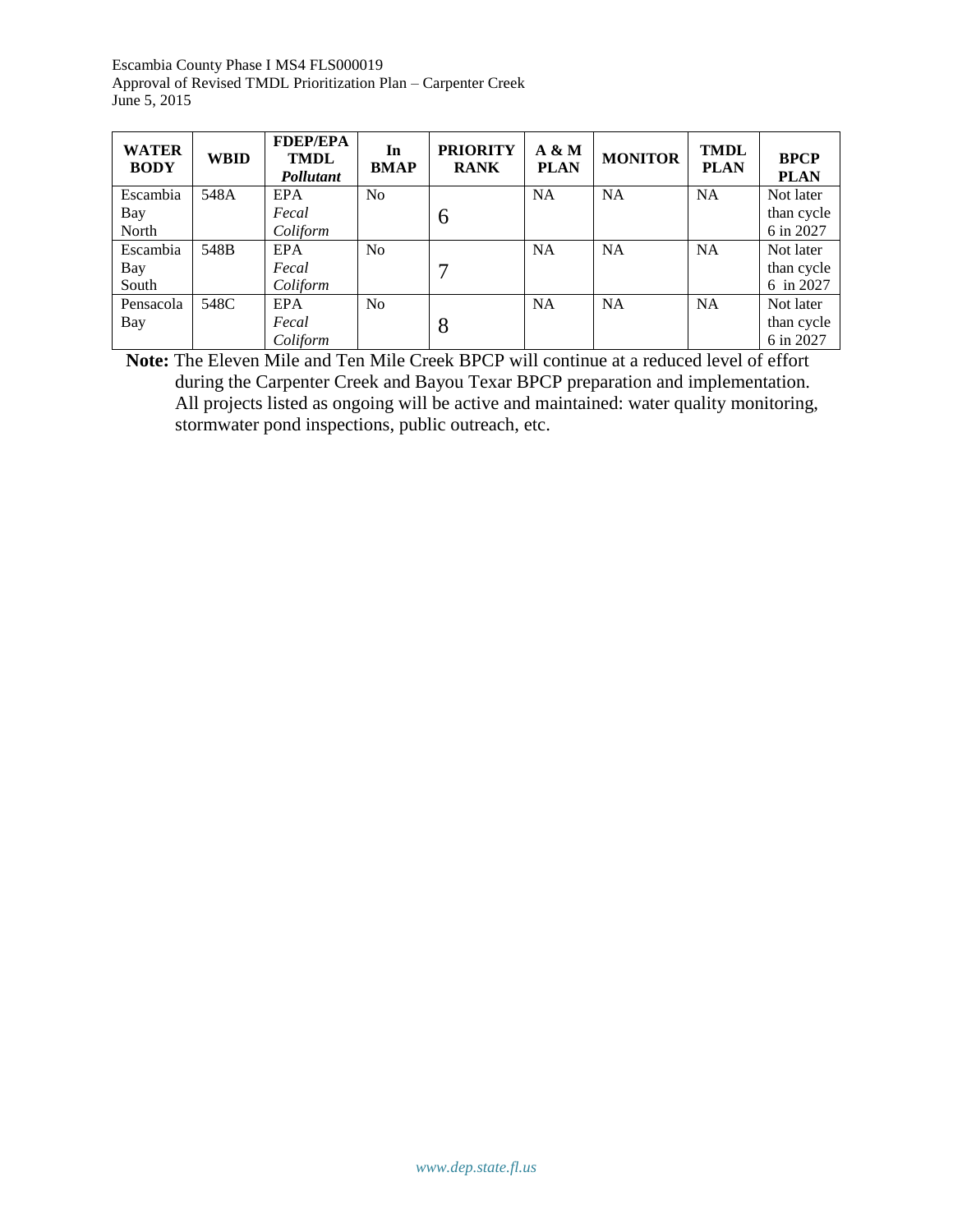| WATER BODY | WBID | FDEP/EPA TMDL *Pollutant* | In BMAP | PRIORITY RANK | A & M PLAN | MONITOR | TMDL PLAN | BPCP PLAN |
|---|---|---|---|---|---|---|---|---|
| Escambia Bay North | 548A | EPA *Fecal Coliform* | No | 6 | NA | NA | NA | Not later than cycle 6 in 2027 |
| Escambia Bay South | 548B | EPA *Fecal Coliform* | No | 7 | NA | NA | NA | Not later than cycle 6 in 2027 |
| Pensacola Bay | 548C | EPA *Fecal Coliform* | No | 8 | NA | NA | NA | Not later than cycle 6 in 2027 |

**Note:** The Eleven Mile and Ten Mile Creek BPCP will continue at a reduced level of effort during the Carpenter Creek and Bayou Texar BPCP preparation and implementation. All projects listed as ongoing will be active and maintained: water quality monitoring, stormwater pond inspections, public outreach, etc.